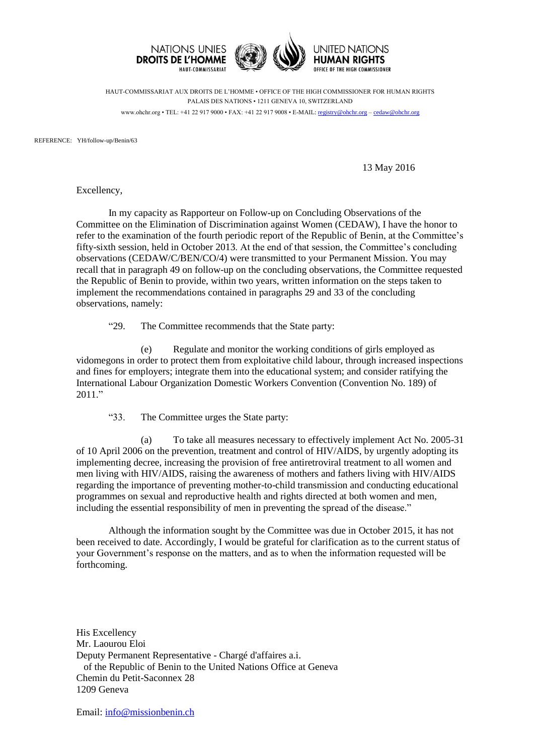NATIONS UNIES
**DROITS DE L'HOMME**
HAUT-COMMISSARIAT

UNITED NATIONS
**HUMAN RIGHTS**
OFFICE OF THE HIGH COMMISSIONER

HAUT-COMMISSARIAT AUX DROITS DE L'HOMME • OFFICE OF THE HIGH COMMISSIONER FOR HUMAN RIGHTS
PALAIS DES NATIONS • 1211 GENEVA 10, SWITZERLAND
www.ohchr.org • TEL: +41 22 917 9000 • FAX: +41 22 917 9008 • E-MAIL: registry@ohchr.org – cedaw@ohchr.org

REFERENCE: YH/follow-up/Benin/63

13 May 2016

Excellency,

In my capacity as Rapporteur on Follow-up on Concluding Observations of the Committee on the Elimination of Discrimination against Women (CEDAW), I have the honor to refer to the examination of the fourth periodic report of the Republic of Benin, at the Committee's fifty-sixth session, held in October 2013. At the end of that session, the Committee's concluding observations (CEDAW/C/BEN/CO/4) were transmitted to your Permanent Mission. You may recall that in paragraph 49 on follow-up on the concluding observations, the Committee requested the Republic of Benin to provide, within two years, written information on the steps taken to implement the recommendations contained in paragraphs 29 and 33 of the concluding observations, namely:

"29. The Committee recommends that the State party:

(e) Regulate and monitor the working conditions of girls employed as vidomegons in order to protect them from exploitative child labour, through increased inspections and fines for employers; integrate them into the educational system; and consider ratifying the International Labour Organization Domestic Workers Convention (Convention No. 189) of 2011."

"33. The Committee urges the State party:

(a) To take all measures necessary to effectively implement Act No. 2005-31 of 10 April 2006 on the prevention, treatment and control of HIV/AIDS, by urgently adopting its implementing decree, increasing the provision of free antiretroviral treatment to all women and men living with HIV/AIDS, raising the awareness of mothers and fathers living with HIV/AIDS regarding the importance of preventing mother-to-child transmission and conducting educational programmes on sexual and reproductive health and rights directed at both women and men, including the essential responsibility of men in preventing the spread of the disease."

Although the information sought by the Committee was due in October 2015, it has not been received to date. Accordingly, I would be grateful for clarification as to the current status of your Government's response on the matters, and as to when the information requested will be forthcoming.

His Excellency
Mr. Laourou Eloi
Deputy Permanent Representative - Chargé d'affaires a.i.
of the Republic of Benin to the United Nations Office at Geneva
Chemin du Petit-Saconnex 28
1209 Geneva

Email: info@missionbenin.ch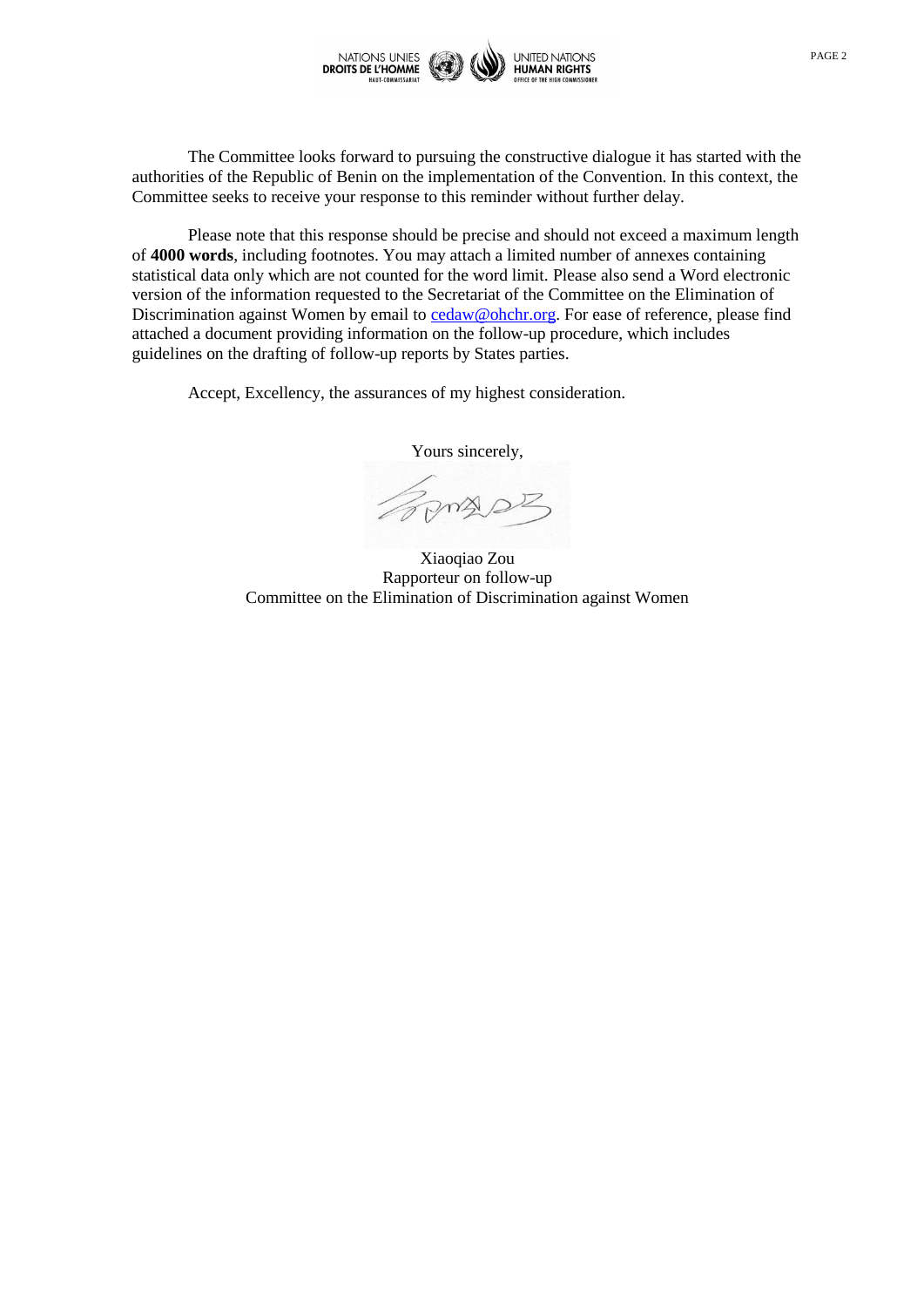The Committee looks forward to pursuing the constructive dialogue it has started with the authorities of the Republic of Benin on the implementation of the Convention. In this context, the Committee seeks to receive your response to this reminder without further delay.

Please note that this response should be precise and should not exceed a maximum length of **4000 words**, including footnotes. You may attach a limited number of annexes containing statistical data only which are not counted for the word limit. Please also send a Word electronic version of the information requested to the Secretariat of the Committee on the Elimination of Discrimination against Women by email to [cedaw@ohchr.org](mailto:cedaw@ohchr.org). For ease of reference, please find attached a document providing information on the follow-up procedure, which includes guidelines on the drafting of follow-up reports by States parties.

Accept, Excellency, the assurances of my highest consideration.

Yours sincerely,

Xiaoqiao Zou
Rapporteur on follow-up
Committee on the Elimination of Discrimination against Women